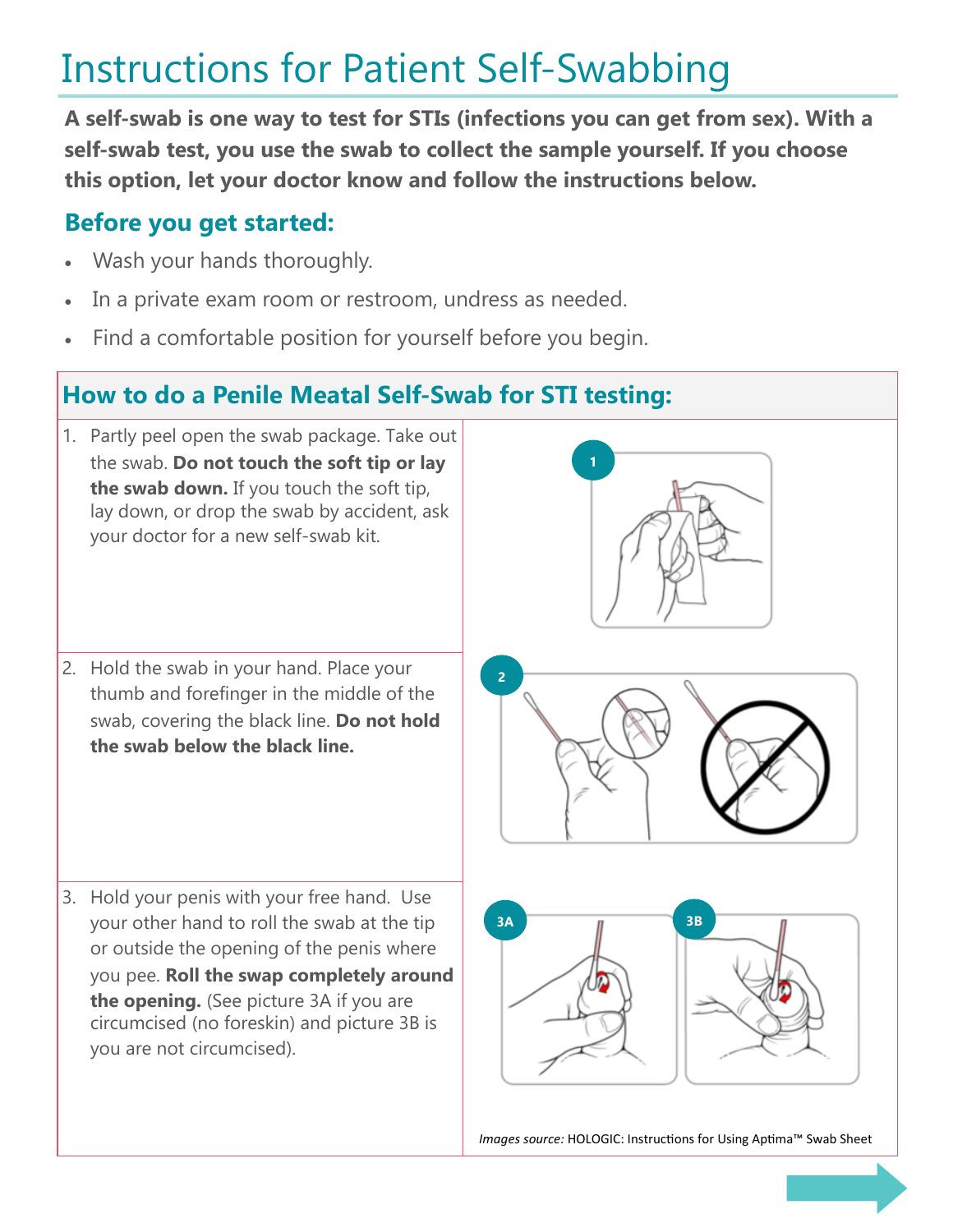# Instructions for Patient Self-Swabbing

**A self-swab is one way to test for STIs (infections you can get from sex). With a self-swab test, you use the swab to collect the sample yourself. If you choose this option, let your doctor know and follow the instructions below.**

## Before you get started:

- Wash your hands thoroughly.
- In a private exam room or restroom, undress as needed.
- Find a comfortable position for yourself before you begin.

## How to do a Penile Meatal Self-Swab for STI testing:

1. Partly peel open the swab package. Take out the swab. **Do not touch the soft tip or lay the swab down.** If you touch the soft tip, lay down, or drop the swab by accident, ask your doctor for a new self-swab kit.

2. Hold the swab in your hand. Place your thumb and forefinger in the middle of the swab, covering the black line. **Do not hold the swab below the black line.**

3. Hold your penis with your free hand. Use your other hand to roll the swab at the tip or outside the opening of the penis where you pee. **Roll the swap completely around the opening.** (See picture 3A if you are circumcised (no foreskin) and picture 3B is you are not circumcised).

*Images source:* HOLOGIC: Instructions for Using Aptima™ Swab Sheet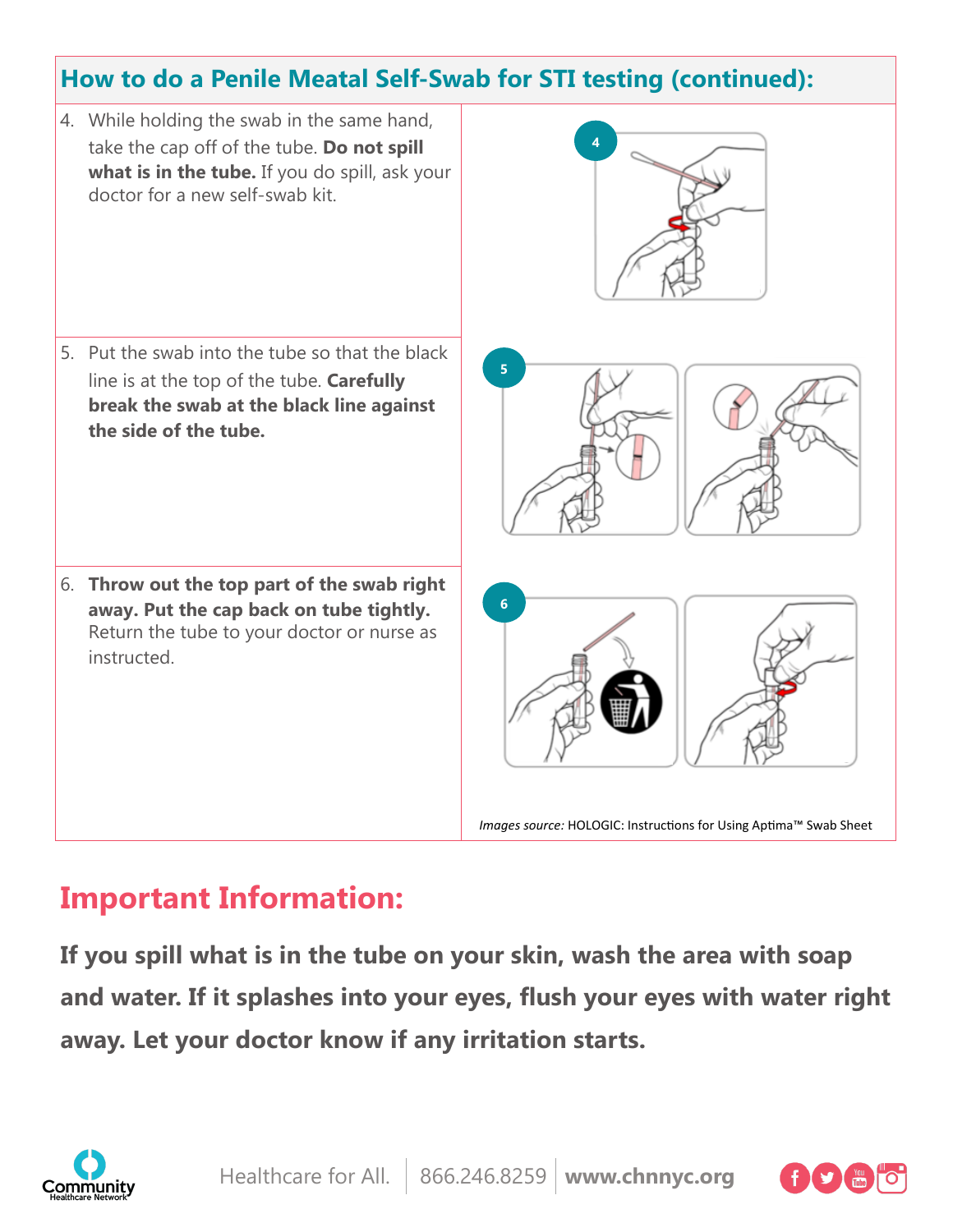## How to do a Penile Meatal Self-Swab for STI testing (continued):

4. While holding the swab in the same hand, take the cap off of the tube. **Do not spill what is in the tube.** If you do spill, ask your doctor for a new self-swab kit.

5. Put the swab into the tube so that the black line is at the top of the tube. **Carefully break the swab at the black line against the side of the tube.**

6. **Throw out the top part of the swab right away. Put the cap back on tube tightly.** Return the tube to your doctor or nurse as instructed.

*Images source:* HOLOGIC: Instructions for Using Aptima™ Swab Sheet

## Important Information:

**If you spill what is in the tube on your skin, wash the area with soap and water. If it splashes into your eyes, flush your eyes with water right away. Let your doctor know if any irritation starts.**

Healthcare for All. | 866.246.8259 | **www.chnnyc.org**